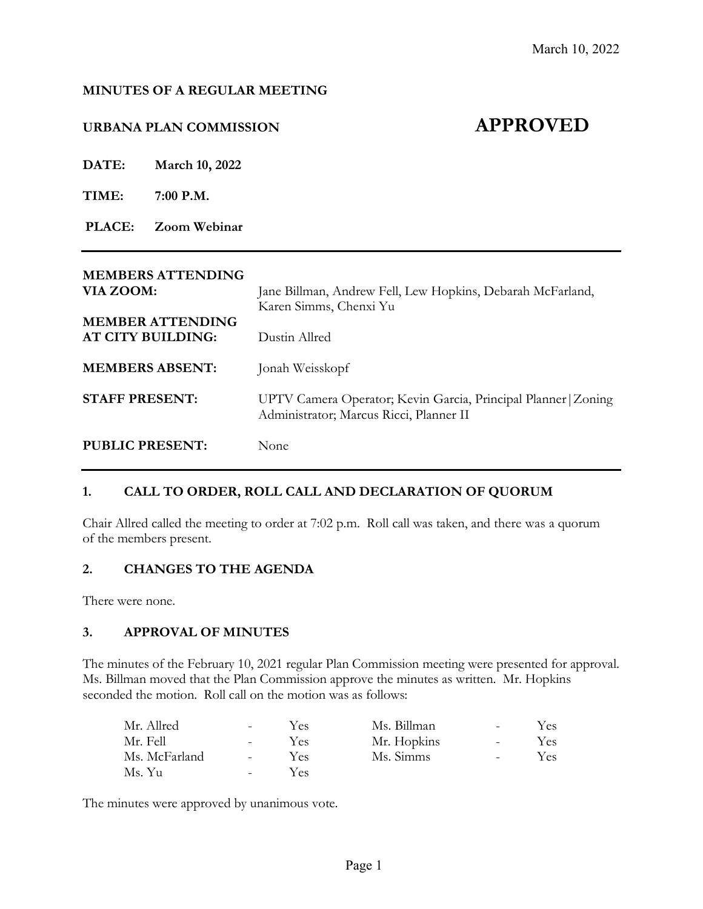March 10, 2022

**MINUTES OF A REGULAR MEETING**

**URBANA PLAN COMMISSION** **APPROVED**

**DATE:** **March 10, 2022**

**TIME:** **7:00 P.M.**

**PLACE:** **Zoom Webinar**

---

| | |
|---|---|
| **MEMBERS ATTENDING VIA ZOOM:** | Jane Billman, Andrew Fell, Lew Hopkins, Debarah McFarland, Karen Simms, Chenxi Yu |
| **MEMBER ATTENDING AT CITY BUILDING:** | Dustin Allred |
| **MEMBERS ABSENT:** | Jonah Weisskopf |
| **STAFF PRESENT:** | UPTV Camera Operator; Kevin Garcia, Principal Planner\|Zoning Administrator; Marcus Ricci, Planner II |
| **PUBLIC PRESENT:** | None |

---

## 1. CALL TO ORDER, ROLL CALL AND DECLARATION OF QUORUM

Chair Allred called the meeting to order at 7:02 p.m. Roll call was taken, and there was a quorum of the members present.

## 2. CHANGES TO THE AGENDA

There were none.

## 3. APPROVAL OF MINUTES

The minutes of the February 10, 2021 regular Plan Commission meeting were presented for approval. Ms. Billman moved that the Plan Commission approve the minutes as written. Mr. Hopkins seconded the motion. Roll call on the motion was as follows:

| | | | | | |
|---|---|---|---|---|---|
| Mr. Allred | - | Yes | Ms. Billman | - | Yes |
| Mr. Fell | - | Yes | Mr. Hopkins | - | Yes |
| Ms. McFarland | - | Yes | Ms. Simms | - | Yes |
| Ms. Yu | - | Yes | | | |

The minutes were approved by unanimous vote.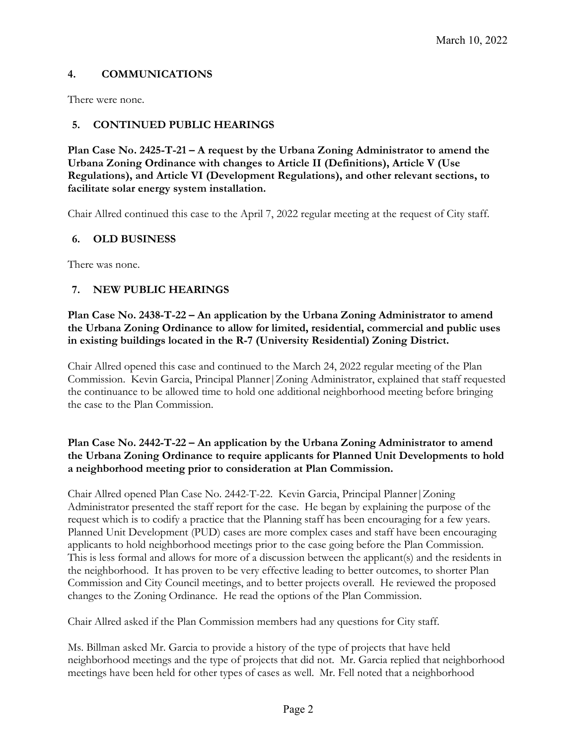## 4. COMMUNICATIONS

There were none.

## 5. CONTINUED PUBLIC HEARINGS

**Plan Case No. 2425-T-21 – A request by the Urbana Zoning Administrator to amend the Urbana Zoning Ordinance with changes to Article II (Definitions), Article V (Use Regulations), and Article VI (Development Regulations), and other relevant sections, to facilitate solar energy system installation.**

Chair Allred continued this case to the April 7, 2022 regular meeting at the request of City staff.

## 6. OLD BUSINESS

There was none.

## 7. NEW PUBLIC HEARINGS

**Plan Case No. 2438-T-22 – An application by the Urbana Zoning Administrator to amend the Urbana Zoning Ordinance to allow for limited, residential, commercial and public uses in existing buildings located in the R-7 (University Residential) Zoning District.**

Chair Allred opened this case and continued to the March 24, 2022 regular meeting of the Plan Commission. Kevin Garcia, Principal Planner|Zoning Administrator, explained that staff requested the continuance to be allowed time to hold one additional neighborhood meeting before bringing the case to the Plan Commission.

**Plan Case No. 2442-T-22 – An application by the Urbana Zoning Administrator to amend the Urbana Zoning Ordinance to require applicants for Planned Unit Developments to hold a neighborhood meeting prior to consideration at Plan Commission.**

Chair Allred opened Plan Case No. 2442-T-22. Kevin Garcia, Principal Planner|Zoning Administrator presented the staff report for the case. He began by explaining the purpose of the request which is to codify a practice that the Planning staff has been encouraging for a few years. Planned Unit Development (PUD) cases are more complex cases and staff have been encouraging applicants to hold neighborhood meetings prior to the case going before the Plan Commission. This is less formal and allows for more of a discussion between the applicant(s) and the residents in the neighborhood. It has proven to be very effective leading to better outcomes, to shorter Plan Commission and City Council meetings, and to better projects overall. He reviewed the proposed changes to the Zoning Ordinance. He read the options of the Plan Commission.

Chair Allred asked if the Plan Commission members had any questions for City staff.

Ms. Billman asked Mr. Garcia to provide a history of the type of projects that have held neighborhood meetings and the type of projects that did not. Mr. Garcia replied that neighborhood meetings have been held for other types of cases as well. Mr. Fell noted that a neighborhood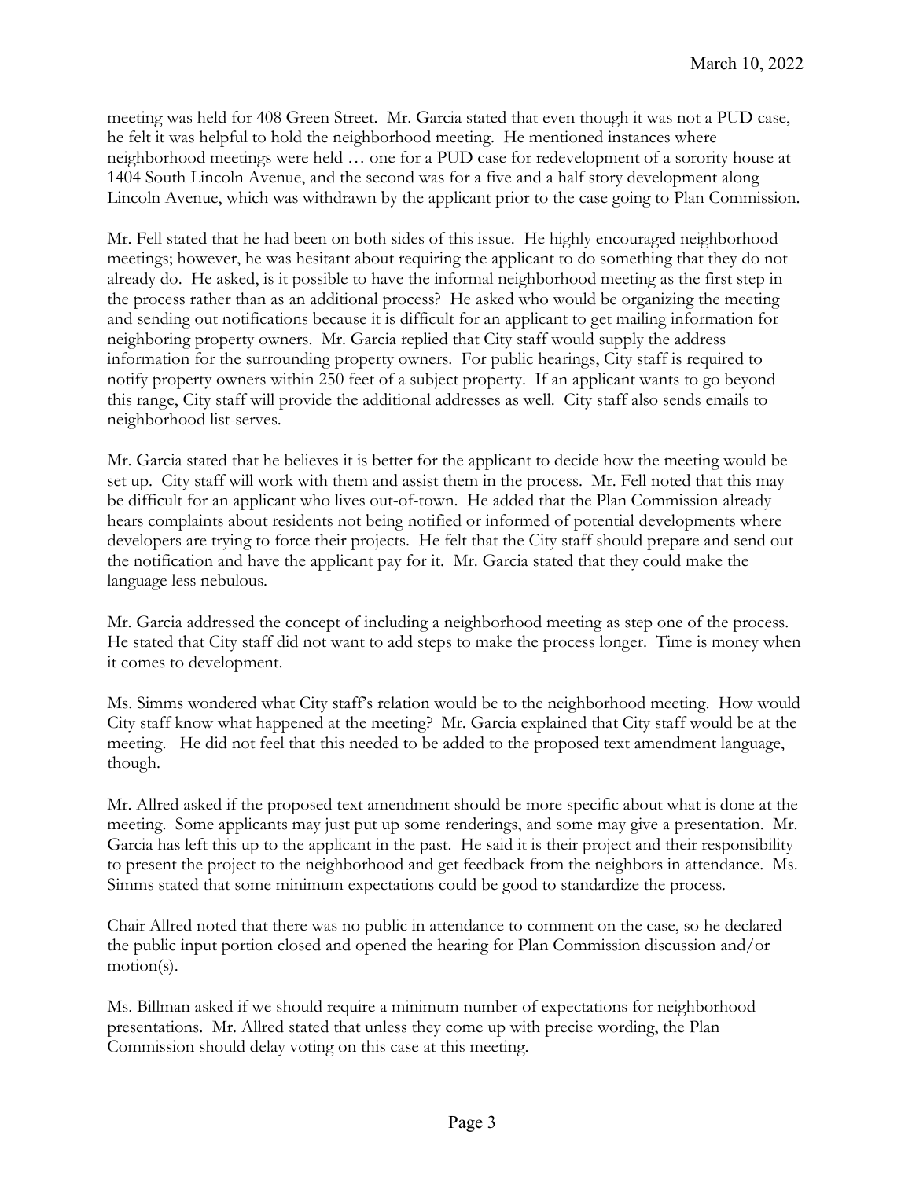meeting was held for 408 Green Street. Mr. Garcia stated that even though it was not a PUD case, he felt it was helpful to hold the neighborhood meeting. He mentioned instances where neighborhood meetings were held … one for a PUD case for redevelopment of a sorority house at 1404 South Lincoln Avenue, and the second was for a five and a half story development along Lincoln Avenue, which was withdrawn by the applicant prior to the case going to Plan Commission.

Mr. Fell stated that he had been on both sides of this issue. He highly encouraged neighborhood meetings; however, he was hesitant about requiring the applicant to do something that they do not already do. He asked, is it possible to have the informal neighborhood meeting as the first step in the process rather than as an additional process? He asked who would be organizing the meeting and sending out notifications because it is difficult for an applicant to get mailing information for neighboring property owners. Mr. Garcia replied that City staff would supply the address information for the surrounding property owners. For public hearings, City staff is required to notify property owners within 250 feet of a subject property. If an applicant wants to go beyond this range, City staff will provide the additional addresses as well. City staff also sends emails to neighborhood list-serves.

Mr. Garcia stated that he believes it is better for the applicant to decide how the meeting would be set up. City staff will work with them and assist them in the process. Mr. Fell noted that this may be difficult for an applicant who lives out-of-town. He added that the Plan Commission already hears complaints about residents not being notified or informed of potential developments where developers are trying to force their projects. He felt that the City staff should prepare and send out the notification and have the applicant pay for it. Mr. Garcia stated that they could make the language less nebulous.

Mr. Garcia addressed the concept of including a neighborhood meeting as step one of the process. He stated that City staff did not want to add steps to make the process longer. Time is money when it comes to development.

Ms. Simms wondered what City staff's relation would be to the neighborhood meeting. How would City staff know what happened at the meeting? Mr. Garcia explained that City staff would be at the meeting. He did not feel that this needed to be added to the proposed text amendment language, though.

Mr. Allred asked if the proposed text amendment should be more specific about what is done at the meeting. Some applicants may just put up some renderings, and some may give a presentation. Mr. Garcia has left this up to the applicant in the past. He said it is their project and their responsibility to present the project to the neighborhood and get feedback from the neighbors in attendance. Ms. Simms stated that some minimum expectations could be good to standardize the process.

Chair Allred noted that there was no public in attendance to comment on the case, so he declared the public input portion closed and opened the hearing for Plan Commission discussion and/or motion(s).

Ms. Billman asked if we should require a minimum number of expectations for neighborhood presentations. Mr. Allred stated that unless they come up with precise wording, the Plan Commission should delay voting on this case at this meeting.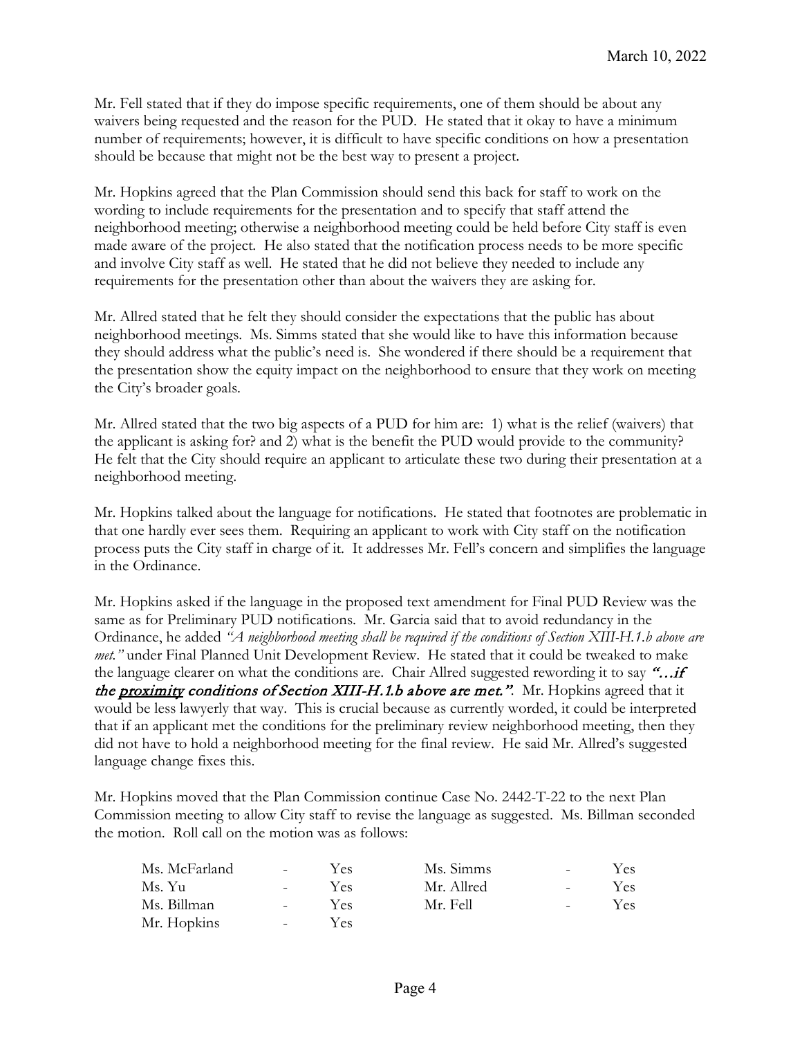Mr. Fell stated that if they do impose specific requirements, one of them should be about any waivers being requested and the reason for the PUD. He stated that it okay to have a minimum number of requirements; however, it is difficult to have specific conditions on how a presentation should be because that might not be the best way to present a project.

Mr. Hopkins agreed that the Plan Commission should send this back for staff to work on the wording to include requirements for the presentation and to specify that staff attend the neighborhood meeting; otherwise a neighborhood meeting could be held before City staff is even made aware of the project. He also stated that the notification process needs to be more specific and involve City staff as well. He stated that he did not believe they needed to include any requirements for the presentation other than about the waivers they are asking for.

Mr. Allred stated that he felt they should consider the expectations that the public has about neighborhood meetings. Ms. Simms stated that she would like to have this information because they should address what the public's need is. She wondered if there should be a requirement that the presentation show the equity impact on the neighborhood to ensure that they work on meeting the City's broader goals.

Mr. Allred stated that the two big aspects of a PUD for him are: 1) what is the relief (waivers) that the applicant is asking for? and 2) what is the benefit the PUD would provide to the community? He felt that the City should require an applicant to articulate these two during their presentation at a neighborhood meeting.

Mr. Hopkins talked about the language for notifications. He stated that footnotes are problematic in that one hardly ever sees them. Requiring an applicant to work with City staff on the notification process puts the City staff in charge of it. It addresses Mr. Fell's concern and simplifies the language in the Ordinance.

Mr. Hopkins asked if the language in the proposed text amendment for Final PUD Review was the same as for Preliminary PUD notifications. Mr. Garcia said that to avoid redundancy in the Ordinance, he added *"A neighborhood meeting shall be required if the conditions of Section XIII-H.1.b above are met."* under Final Planned Unit Development Review. He stated that it could be tweaked to make the language clearer on what the conditions are. Chair Allred suggested rewording it to say ***"…if the <u>proximity</u> conditions of Section XIII-H.1.b above are met."***. Mr. Hopkins agreed that it would be less lawyerly that way. This is crucial because as currently worded, it could be interpreted that if an applicant met the conditions for the preliminary review neighborhood meeting, then they did not have to hold a neighborhood meeting for the final review. He said Mr. Allred's suggested language change fixes this.

Mr. Hopkins moved that the Plan Commission continue Case No. 2442-T-22 to the next Plan Commission meeting to allow City staff to revise the language as suggested. Ms. Billman seconded the motion. Roll call on the motion was as follows:

| | | | | | |
|---|---|---|---|---|---|
| Ms. McFarland | - | Yes | Ms. Simms | - | Yes |
| Ms. Yu | - | Yes | Mr. Allred | - | Yes |
| Ms. Billman | - | Yes | Mr. Fell | - | Yes |
| Mr. Hopkins | - | Yes | | | |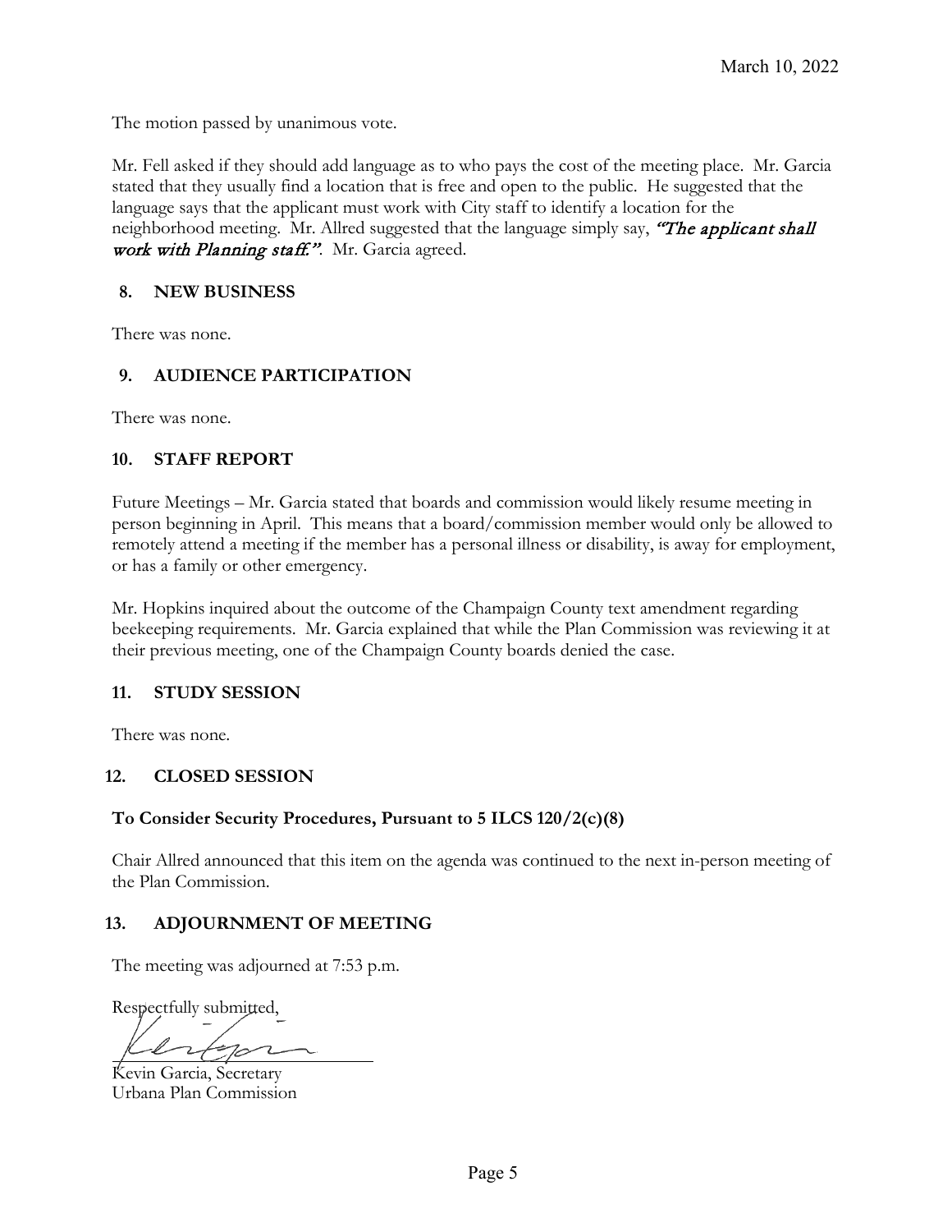The motion passed by unanimous vote.

Mr. Fell asked if they should add language as to who pays the cost of the meeting place. Mr. Garcia stated that they usually find a location that is free and open to the public. He suggested that the language says that the applicant must work with City staff to identify a location for the neighborhood meeting. Mr. Allred suggested that the language simply say, ***"The applicant shall work with Planning staff."***. Mr. Garcia agreed.

## 8. NEW BUSINESS

There was none.

## 9. AUDIENCE PARTICIPATION

There was none.

## 10. STAFF REPORT

Future Meetings – Mr. Garcia stated that boards and commission would likely resume meeting in person beginning in April. This means that a board/commission member would only be allowed to remotely attend a meeting if the member has a personal illness or disability, is away for employment, or has a family or other emergency.

Mr. Hopkins inquired about the outcome of the Champaign County text amendment regarding beekeeping requirements. Mr. Garcia explained that while the Plan Commission was reviewing it at their previous meeting, one of the Champaign County boards denied the case.

## 11. STUDY SESSION

There was none.

## 12. CLOSED SESSION

**To Consider Security Procedures, Pursuant to 5 ILCS 120/2(c)(8)**

Chair Allred announced that this item on the agenda was continued to the next in-person meeting of the Plan Commission.

## 13. ADJOURNMENT OF MEETING

The meeting was adjourned at 7:53 p.m.

Respectfully submitted,

Kevin Garcia, Secretary
Urbana Plan Commission